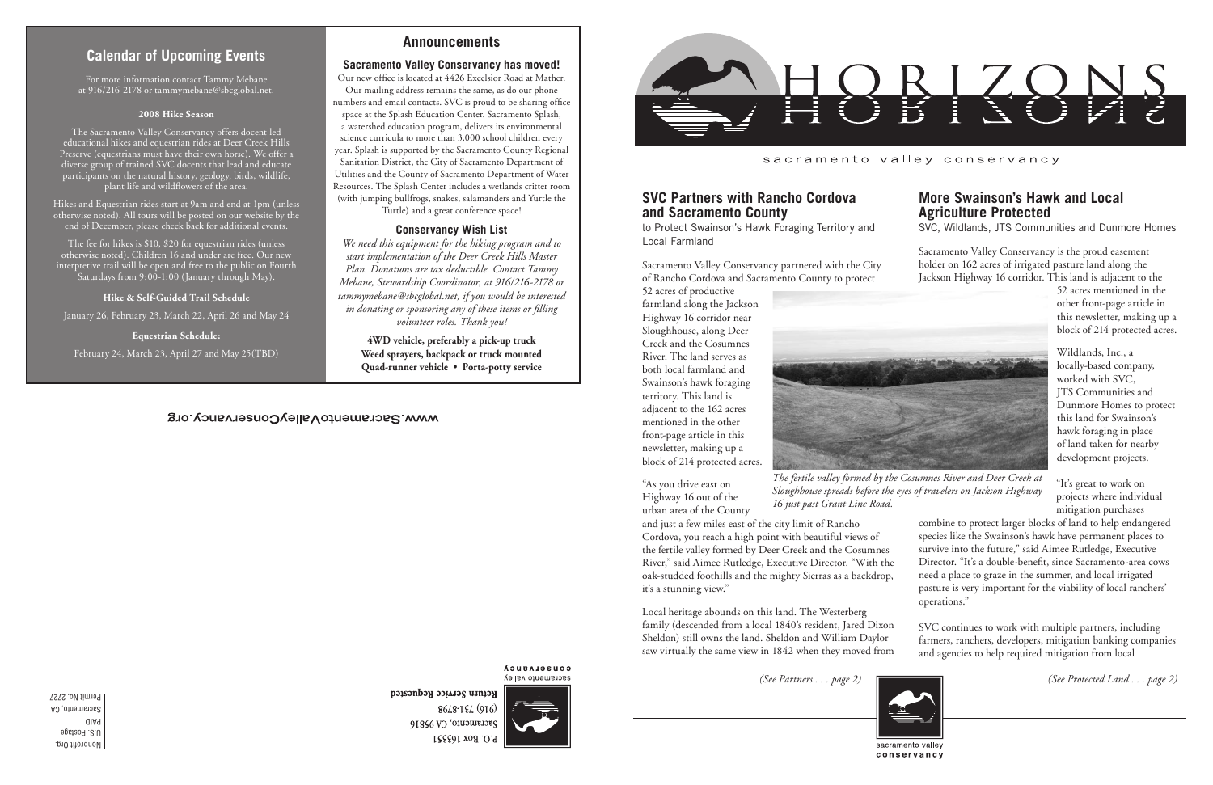# HORIZONS

sacramento valley conservancy

## SVC Partners with Rancho Cordova and Sacramento County

to Protect Swainson's Hawk Foraging Territory and Local Farmland

Sacramento Valley Conservancy partnered with the City of Rancho Cordova and Sacramento County to protect 52 acres of productive farmland along the Jackson Highway 16 corridor near Sloughhouse, along Deer Creek and the Cosumnes River. The land serves as both local farmland and Swainson's hawk foraging territory. This land is adjacent to the 162 acres mentioned in the other front-page article in this newsletter, making up a block of 214 protected acres.

*The fertile valley formed by the Cosumnes River and Deer Creek at Sloughhouse spreads before the eyes of travelers on Jackson Highway 16 just past Grant Line Road.*

"As you drive east on Highway 16 out of the urban area of the County and just a few miles east of the city limit of Rancho Cordova, you reach a high point with beautiful views of the fertile valley formed by Deer Creek and the Cosumnes River," said Aimee Rutledge, Executive Director. "With the oak-studded foothills and the mighty Sierras as a backdrop, it's a stunning view."

Local heritage abounds on this land. The Westerberg family (descended from a local 1840's resident, Jared Dixon Sheldon) still owns the land. Sheldon and William Daylor saw virtually the same view in 1842 when they moved from

*(See Partners . . . page 2)*

## More Swainson's Hawk and Local Agriculture Protected

SVC, Wildlands, JTS Communities and Dunmore Homes

Sacramento Valley Conservancy is the proud easement holder on 162 acres of irrigated pasture land along the Jackson Highway 16 corridor. This land is adjacent to the 52 acres mentioned in the other front-page article in this newsletter, making up a block of 214 protected acres.

Wildlands, Inc., a locally-based company, worked with SVC, JTS Communities and Dunmore Homes to protect this land for Swainson's hawk foraging in place of land taken for nearby development projects.

"It's great to work on projects where individual mitigation purchases combine to protect larger blocks of land to help endangered species like the Swainson's hawk have permanent places to survive into the future," said Aimee Rutledge, Executive Director. "It's a double-benefit, since Sacramento-area cows need a place to graze in the summer, and local irrigated pasture is very important for the viability of local ranchers' operations."

SVC continues to work with multiple partners, including farmers, ranchers, developers, mitigation banking companies and agencies to help required mitigation from local

*(See Protected Land . . . page 2)*

sacramento valley conservancy

## Calendar of Upcoming Events

For more information contact Tammy Mebane at 916/216-2178 or tammymebane@sbcglobal.net.

**2008 Hike Season**

The Sacramento Valley Conservancy offers docent-led educational hikes and equestrian rides at Deer Creek Hills Preserve (equestrians must have their own horse). We offer a diverse group of trained SVC docents that lead and educate participants on the natural history, geology, birds, wildlife, plant life and wildflowers of the area.

Hikes and Equestrian rides start at 9am and end at 1pm (unless otherwise noted). All tours will be posted on our website by the end of December, please check back for additional events.

The fee for hikes is $10, $20 for equestrian rides (unless otherwise noted). Children 16 and under are free. Our new interpretive trail will be open and free to the public on Fourth Saturdays from 9:00-1:00 (January through May).

**Hike & Self-Guided Trail Schedule**

January 26, February 23, March 22, April 26 and May 24

**Equestrian Schedule:**

February 24, March 23, April 27 and May 25(TBD)

## Announcements

### Sacramento Valley Conservancy has moved!

Our new office is located at 4426 Excelsior Road at Mather. Our mailing address remains the same, as do our phone numbers and email contacts. SVC is proud to be sharing office space at the Splash Education Center. Sacramento Splash, a watershed education program, delivers its environmental science curricula to more than 3,000 school children every year. Splash is supported by the Sacramento County Regional Sanitation District, the City of Sacramento Department of Utilities and the County of Sacramento Department of Water Resources. The Splash Center includes a wetlands critter room (with jumping bullfrogs, snakes, salamanders and Yurtle the Turtle) and a great conference space!

### Conservancy Wish List

*We need this equipment for the hiking program and to start implementation of the Deer Creek Hills Master Plan. Donations are tax deductible. Contact Tammy Mebane, Stewardship Coordinator, at 916/216-2178 or tammymebane@sbcglobal.net, if you would be interested in donating or sponsoring any of these items or filling volunteer roles. Thank you!*

**4WD vehicle, preferably a pick-up truck**
**Weed sprayers, backpack or truck mounted**
**Quad-runner vehicle • Porta-potty service**

www.SacramentoValleyConservancy.org

sacramento valley conservancy
P.O. Box 163351
Sacramento, CA 95816
(916) 731-8798
**Return Service Requested**

Nonprofit Org.
U.S. Postage
PAID
Sacramento, CA
Permit No. 2727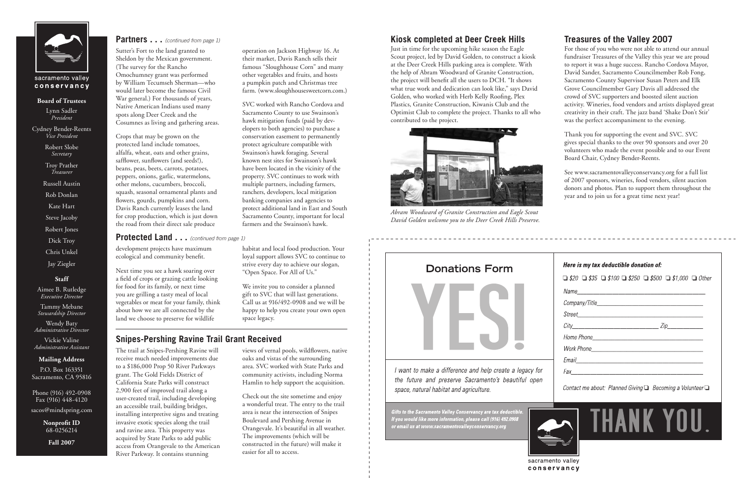sacramento valley
conservancy

**Board of Trustees**

Lynn Sadler
*President*

Cydney Bender-Reents
*Vice President*

Robert Slobe
*Secretary*

Troy Prather
*Treasurer*

Russell Austin

Rob Donlan

Kate Hart

Steve Jacoby

Robert Jones

Dick Troy

Chris Unkel

Jay Ziegler

**Staff**

Aimee B. Rutledge
*Executive Director*

Tammy Mebane
*Stewardship Director*

Wendy Baty
*Administrative Director*

Vickie Valine
*Administrative Assistant*

**Mailing Address**

P.O. Box 163351
Sacramento, CA 95816

Phone (916) 492-0908
Fax (916) 448-4120

sacos@mindspring.com

**Nonprofit ID**
68-0256214

**Fall 2007**

## Partners . . . *(continued from page 1)*

Sutter's Fort to the land granted to Sheldon by the Mexican government. (The survey for the Rancho Omochumney grant was performed by William Tecumseh Sherman—who would later become the famous Civil War general.) For thousands of years, Native American Indians used many spots along Deer Creek and the Cosumnes as living and gathering areas.

Crops that may be grown on the protected land include tomatoes, alfalfa, wheat, oats and other grains, safflower, sunflowers (and seeds!), beans, peas, beets, carrots, potatoes, peppers, onions, garlic, watermelons, other melons, cucumbers, broccoli, squash, seasonal ornamental plants and flowers, gourds, pumpkins and corn. Davis Ranch currently leases the land for crop production, which is just down the road from their direct sale produce operation on Jackson Highway 16. At their market, Davis Ranch sells their famous "Sloughhouse Corn" and many other vegetables and fruits, and hosts a pumpkin patch and Christmas tree farm. (www.sloughhousesweetcorn.com.)

SVC worked with Rancho Cordova and Sacramento County to use Swainson's hawk mitigation funds (paid by developers to both agencies) to purchase a conservation easement to permanently protect agriculture compatible with Swainson's hawk foraging. Several known nest sites for Swainson's hawk have been located in the vicinity of the property. SVC continues to work with multiple partners, including farmers, ranchers, developers, local mitigation banking companies and agencies to protect additional land in East and South Sacramento County, important for local farmers and the Swainson's hawk.

## Protected Land . . . *(continued from page 1)*

development projects have maximum ecological and community benefit.

Next time you see a hawk soaring over a field of crops or grazing cattle looking for food for its family, or next time you are grilling a tasty meal of local vegetables or meat for your family, think about how we are all connected by the land we choose to preserve for wildlife habitat and local food production. Your loyal support allows SVC to continue to strive every day to achieve our slogan, "Open Space. For All of Us."

We invite you to consider a planned gift to SVC that will last generations. Call us at 916/492-0908 and we will be happy to help you create your own open space legacy.

## Snipes-Pershing Ravine Trail Grant Received

The trail at Snipes-Pershing Ravine will receive much needed improvements due to a $186,000 Prop 50 River Parkways grant. The Gold Fields District of California State Parks will construct 2,900 feet of improved trail along a user-created trail, including developing an accessible trail, building bridges, installing interpretive signs and treating invasive exotic species along the trail and ravine area. This property was acquired by State Parks to add public access from Orangevale to the American River Parkway. It contains stunning views of vernal pools, wildflowers, native oaks and vistas of the surrounding area. SVC worked with State Parks and community activists, including Norma Hamlin to help support the acquisition.

Check out the site sometime and enjoy a wonderful treat. The entry to the trail area is near the intersection of Snipes Boulevard and Pershing Avenue in Orangevale. It's beautiful in all weather. The improvements (which will be constructed in the future) will make it easier for all to access.

## Kiosk completed at Deer Creek Hills

Just in time for the upcoming hike season the Eagle Scout project, led by David Golden, to construct a kiosk at the Deer Creek Hills parking area is complete. With the help of Abram Woodward of Granite Construction, the project will benefit all the users to DCH. "It shows what true work and dedication can look like," says David Golden, who worked with Herb Kelly Roofing, Plex Plastics, Granite Construction, Kiwanis Club and the Optimist Club to complete the project. Thanks to all who contributed to the project.

*Abram Woodward of Granite Construction and Eagle Scout David Golden welcome you to the Deer Creek Hills Preserve.*

## Treasures of the Valley 2007

For those of you who were not able to attend our annual fundraiser Treasures of the Valley this year we are proud to report it was a huge success. Rancho Cordova Mayor, David Sander, Sacramento Councilmember Rob Fong, Sacramento County Supervisor Susan Peters and Elk Grove Councilmember Gary Davis all addressed the crowd of SVC supporters and boosted silent auction activity. Wineries, food vendors and artists displayed great creativity in their craft. The jazz band 'Shake Don't Stir' was the perfect accompaniment to the evening.

Thank you for supporting the event and SVC. SVC gives special thanks to the over 90 sponsors and over 20 volunteers who made the event possible and to our Event Board Chair, Cydney Bender-Reents.

See www.sacramentovalleyconservancy.org for a full list of 2007 sponsors, wineries, food vendors, silent auction donors and photos. Plan to support them throughout the year and to join us for a great time next year!

## Donations Form

# YES!

*I want to make a difference and help create a legacy for the future and preserve Sacramento's beautiful open space, natural habitat and agriculture.*

***Gifts to the Sacramento Valley Conservancy are tax deductible. If you would like more information, please call (916) 492.0908 or email us at www.sacramentovalleyconservancy.org***

***Here is my tax deductible donation of:***

❑ $20 ❑ $35 ❑ $100 ❑ $250 ❑ $500 ❑ $1,000 ❑ Other

Name\_\_\_\_\_\_\_\_\_\_\_\_\_\_\_\_\_\_\_\_\_\_\_\_\_\_\_\_\_\_\_\_

Company/Title\_\_\_\_\_\_\_\_\_\_\_\_\_\_\_\_\_\_\_\_\_\_\_\_\_\_

Street\_\_\_\_\_\_\_\_\_\_\_\_\_\_\_\_\_\_\_\_\_\_\_\_\_\_\_\_\_\_\_

City\_\_\_\_\_\_\_\_\_\_\_\_\_\_\_\_\_\_\_\_ Zip\_\_\_\_\_\_\_\_\_

Home Phone\_\_\_\_\_\_\_\_\_\_\_\_\_\_\_\_\_\_\_\_\_\_\_\_\_\_\_

Work Phone\_\_\_\_\_\_\_\_\_\_\_\_\_\_\_\_\_\_\_\_\_\_\_\_\_\_\_

Email\_\_\_\_\_\_\_\_\_\_\_\_\_\_\_\_\_\_\_\_\_\_\_\_\_\_\_\_\_\_\_\_

Fax\_\_\_\_\_\_\_\_\_\_\_\_\_\_\_\_\_\_\_\_\_\_\_\_\_\_\_\_\_\_\_\_\_\_

Contact me about: Planned Giving ❑ Becoming a Volunteer ❑

# THANK YOU.

sacramento valley
conservancy